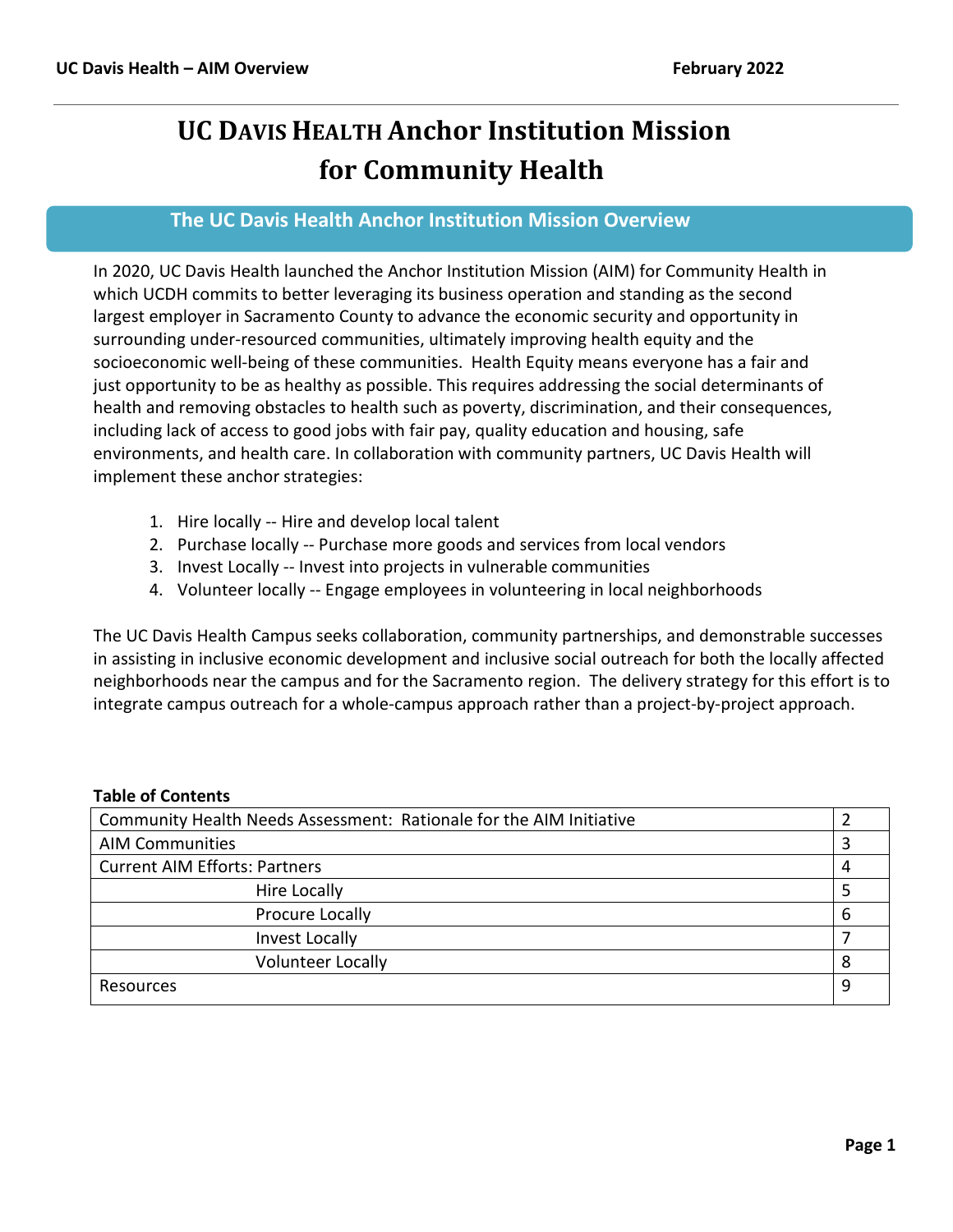# UC Davis Health Anchor Institution Mission for Community Health

## The UC Davis Health Anchor Institution Mission Overview

In 2020, UC Davis Health launched the Anchor Institution Mission (AIM) for Community Health in which UCDH commits to better leveraging its business operation and standing as the second largest employer in Sacramento County to advance the economic security and opportunity in surrounding under-resourced communities, ultimately improving health equity and the socioeconomic well-being of these communities. Health Equity means everyone has a fair and just opportunity to be as healthy as possible. This requires addressing the social determinants of health and removing obstacles to health such as poverty, discrimination, and their consequences, including lack of access to good jobs with fair pay, quality education and housing, safe environments, and health care. In collaboration with community partners, UC Davis Health will implement these anchor strategies:

1. Hire locally -- Hire and develop local talent
2. Purchase locally -- Purchase more goods and services from local vendors
3. Invest Locally -- Invest into projects in vulnerable communities
4. Volunteer locally -- Engage employees in volunteering in local neighborhoods

The UC Davis Health Campus seeks collaboration, community partnerships, and demonstrable successes in assisting in inclusive economic development and inclusive social outreach for both the locally affected neighborhoods near the campus and for the Sacramento region. The delivery strategy for this effort is to integrate campus outreach for a whole-campus approach rather than a project-by-project approach.

**Table of Contents**

| Section | Page |
|---|---|
| Community Health Needs Assessment: Rationale for the AIM Initiative | 2 |
| AIM Communities | 3 |
| Current AIM Efforts: Partners | 4 |
| Hire Locally | 5 |
| Procure Locally | 6 |
| Invest Locally | 7 |
| Volunteer Locally | 8 |
| Resources | 9 |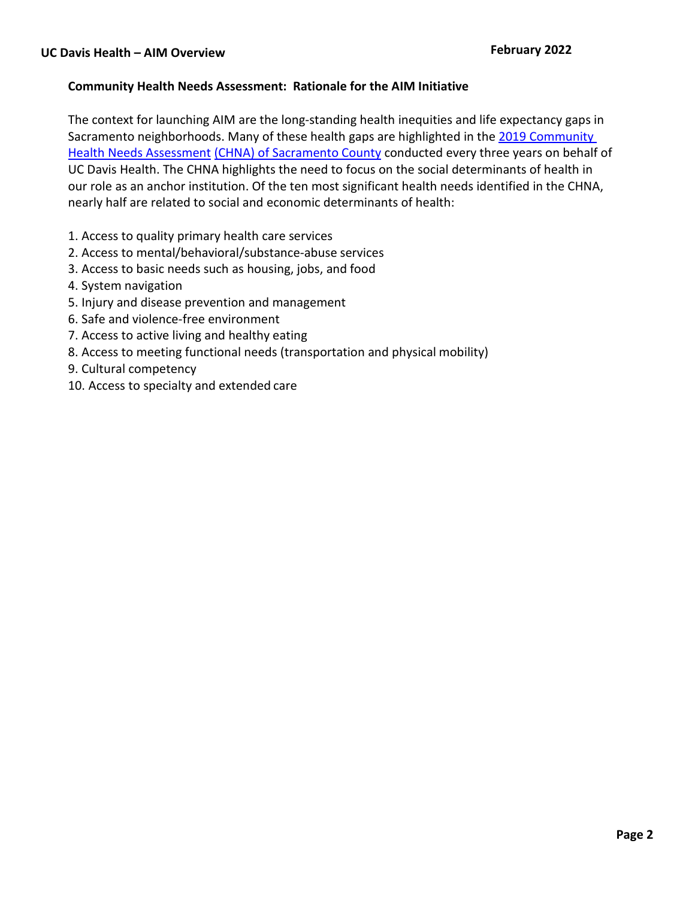## Community Health Needs Assessment: Rationale for the AIM Initiative

The context for launching AIM are the long-standing health inequities and life expectancy gaps in Sacramento neighborhoods. Many of these health gaps are highlighted in the 2019 Community Health Needs Assessment (CHNA) of Sacramento County conducted every three years on behalf of UC Davis Health. The CHNA highlights the need to focus on the social determinants of health in our role as an anchor institution. Of the ten most significant health needs identified in the CHNA, nearly half are related to social and economic determinants of health:

1. Access to quality primary health care services
2. Access to mental/behavioral/substance-abuse services
3. Access to basic needs such as housing, jobs, and food
4. System navigation
5. Injury and disease prevention and management
6. Safe and violence-free environment
7. Access to active living and healthy eating
8. Access to meeting functional needs (transportation and physical mobility)
9. Cultural competency
10. Access to specialty and extended care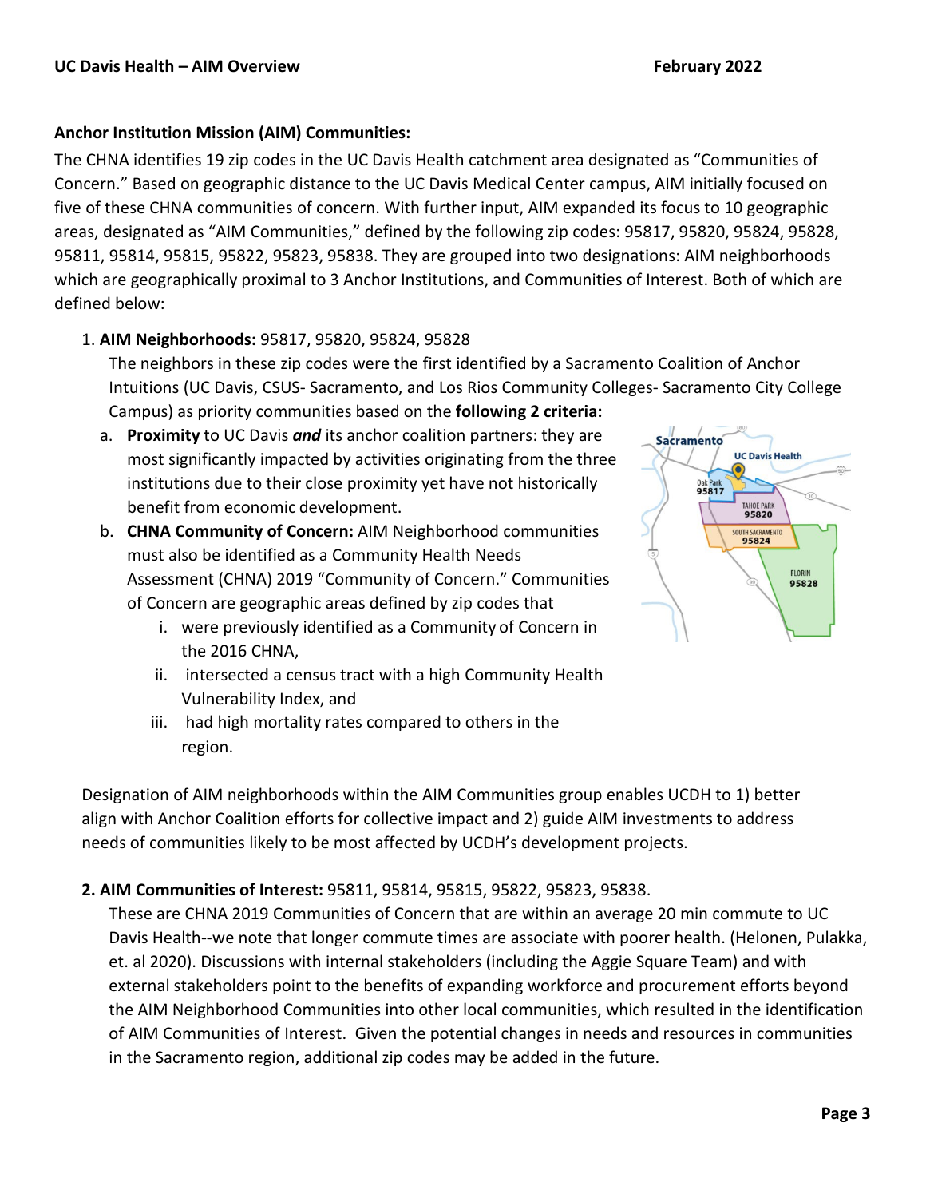**Anchor Institution Mission (AIM) Communities:**

The CHNA identifies 19 zip codes in the UC Davis Health catchment area designated as "Communities of Concern." Based on geographic distance to the UC Davis Medical Center campus, AIM initially focused on five of these CHNA communities of concern. With further input, AIM expanded its focus to 10 geographic areas, designated as "AIM Communities," defined by the following zip codes: 95817, 95820, 95824, 95828, 95811, 95814, 95815, 95822, 95823, 95838. They are grouped into two designations: AIM neighborhoods which are geographically proximal to 3 Anchor Institutions, and Communities of Interest. Both of which are defined below:

1. **AIM Neighborhoods:** 95817, 95820, 95824, 95828

   The neighbors in these zip codes were the first identified by a Sacramento Coalition of Anchor Intuitions (UC Davis, CSUS- Sacramento, and Los Rios Community Colleges- Sacramento City College Campus) as priority communities based on the **following 2 criteria:**

   a. **Proximity** to UC Davis ***and*** its anchor coalition partners: they are most significantly impacted by activities originating from the three institutions due to their close proximity yet have not historically benefit from economic development.

   b. **CHNA Community of Concern:** AIM Neighborhood communities must also be identified as a Community Health Needs Assessment (CHNA) 2019 "Community of Concern." Communities of Concern are geographic areas defined by zip codes that

      i. were previously identified as a Community of Concern in the 2016 CHNA,

      ii. intersected a census tract with a high Community Health Vulnerability Index, and

      iii. had high mortality rates compared to others in the region.

   Designation of AIM neighborhoods within the AIM Communities group enables UCDH to 1) better align with Anchor Coalition efforts for collective impact and 2) guide AIM investments to address needs of communities likely to be most affected by UCDH's development projects.

2. **AIM Communities of Interest:** 95811, 95814, 95815, 95822, 95823, 95838.

   These are CHNA 2019 Communities of Concern that are within an average 20 min commute to UC Davis Health--we note that longer commute times are associate with poorer health. (Helonen, Pulakka, et. al 2020). Discussions with internal stakeholders (including the Aggie Square Team) and with external stakeholders point to the benefits of expanding workforce and procurement efforts beyond the AIM Neighborhood Communities into other local communities, which resulted in the identification of AIM Communities of Interest. Given the potential changes in needs and resources in communities in the Sacramento region, additional zip codes may be added in the future.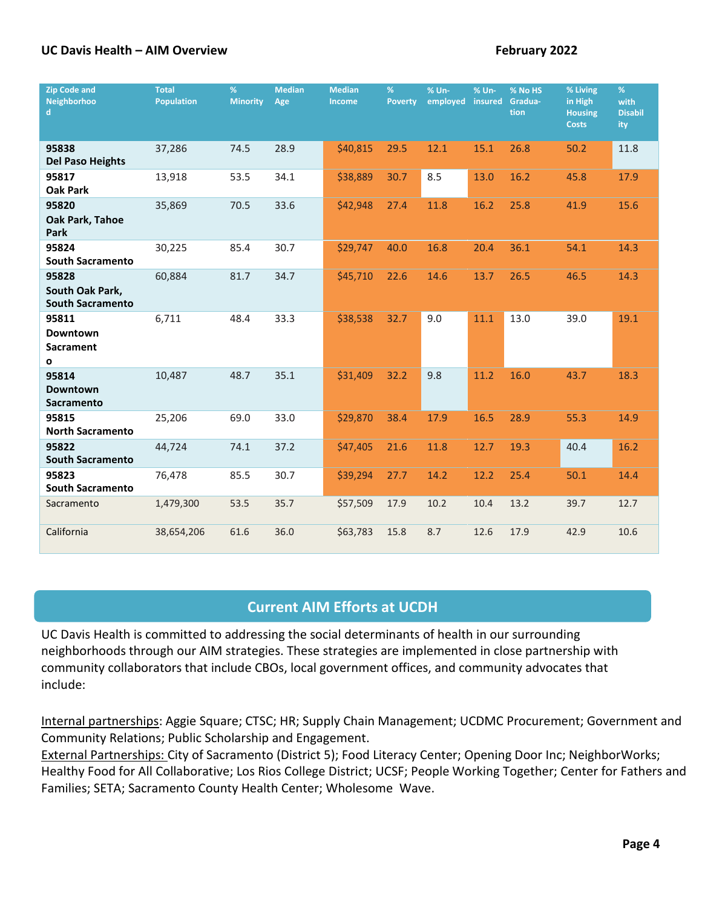| Zip Code and Neighborhood | Total Population | % Minority | Median Age | Median Income | % Poverty | % Un-employed | % Un-insured | % No HS Gradua-tion | % Living in High Housing Costs | % with Disability |
|---|---|---|---|---|---|---|---|---|---|---|
| **95838 Del Paso Heights** | 37,286 | 74.5 | 28.9 | $40,815 | 29.5 | 12.1 | 15.1 | 26.8 | 50.2 | 11.8 |
| **95817 Oak Park** | 13,918 | 53.5 | 34.1 | $38,889 | 30.7 | 8.5 | 13.0 | 16.2 | 45.8 | 17.9 |
| **95820 Oak Park, Tahoe Park** | 35,869 | 70.5 | 33.6 | $42,948 | 27.4 | 11.8 | 16.2 | 25.8 | 41.9 | 15.6 |
| **95824 South Sacramento** | 30,225 | 85.4 | 30.7 | $29,747 | 40.0 | 16.8 | 20.4 | 36.1 | 54.1 | 14.3 |
| **95828 South Oak Park, South Sacramento** | 60,884 | 81.7 | 34.7 | $45,710 | 22.6 | 14.6 | 13.7 | 26.5 | 46.5 | 14.3 |
| **95811 Downtown Sacramento** | 6,711 | 48.4 | 33.3 | $38,538 | 32.7 | 9.0 | 11.1 | 13.0 | 39.0 | 19.1 |
| **95814 Downtown Sacramento** | 10,487 | 48.7 | 35.1 | $31,409 | 32.2 | 9.8 | 11.2 | 16.0 | 43.7 | 18.3 |
| **95815 North Sacramento** | 25,206 | 69.0 | 33.0 | $29,870 | 38.4 | 17.9 | 16.5 | 28.9 | 55.3 | 14.9 |
| **95822 South Sacramento** | 44,724 | 74.1 | 37.2 | $47,405 | 21.6 | 11.8 | 12.7 | 19.3 | 40.4 | 16.2 |
| **95823 South Sacramento** | 76,478 | 85.5 | 30.7 | $39,294 | 27.7 | 14.2 | 12.2 | 25.4 | 50.1 | 14.4 |
| Sacramento | 1,479,300 | 53.5 | 35.7 | $57,509 | 17.9 | 10.2 | 10.4 | 13.2 | 39.7 | 12.7 |
| California | 38,654,206 | 61.6 | 36.0 | $63,783 | 15.8 | 8.7 | 12.6 | 17.9 | 42.9 | 10.6 |

## Current AIM Efforts at UCDH

UC Davis Health is committed to addressing the social determinants of health in our surrounding neighborhoods through our AIM strategies. These strategies are implemented in close partnership with community collaborators that include CBOs, local government offices, and community advocates that include:

Internal partnerships: Aggie Square; CTSC; HR; Supply Chain Management; UCDMC Procurement; Government and Community Relations; Public Scholarship and Engagement.
External Partnerships: City of Sacramento (District 5); Food Literacy Center; Opening Door Inc; NeighborWorks; Healthy Food for All Collaborative; Los Rios College District; UCSF; People Working Together; Center for Fathers and Families; SETA; Sacramento County Health Center; Wholesome Wave.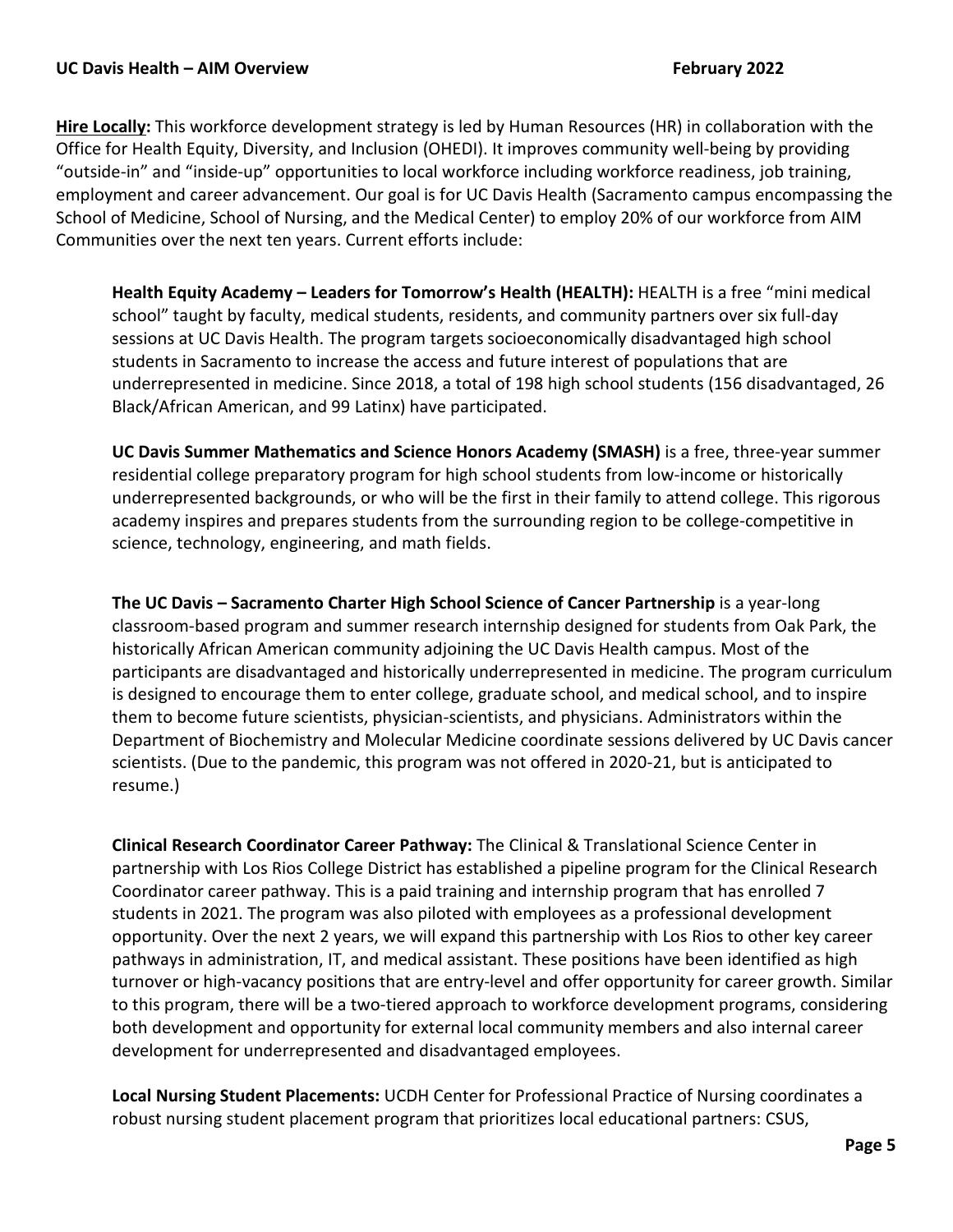**Hire Locally:** This workforce development strategy is led by Human Resources (HR) in collaboration with the Office for Health Equity, Diversity, and Inclusion (OHEDI). It improves community well-being by providing "outside-in" and "inside-up" opportunities to local workforce including workforce readiness, job training, employment and career advancement. Our goal is for UC Davis Health (Sacramento campus encompassing the School of Medicine, School of Nursing, and the Medical Center) to employ 20% of our workforce from AIM Communities over the next ten years. Current efforts include:

**Health Equity Academy – Leaders for Tomorrow's Health (HEALTH):** HEALTH is a free "mini medical school" taught by faculty, medical students, residents, and community partners over six full-day sessions at UC Davis Health. The program targets socioeconomically disadvantaged high school students in Sacramento to increase the access and future interest of populations that are underrepresented in medicine. Since 2018, a total of 198 high school students (156 disadvantaged, 26 Black/African American, and 99 Latinx) have participated.

**UC Davis Summer Mathematics and Science Honors Academy (SMASH)** is a free, three-year summer residential college preparatory program for high school students from low-income or historically underrepresented backgrounds, or who will be the first in their family to attend college. This rigorous academy inspires and prepares students from the surrounding region to be college-competitive in science, technology, engineering, and math fields.

**The UC Davis – Sacramento Charter High School Science of Cancer Partnership** is a year-long classroom-based program and summer research internship designed for students from Oak Park, the historically African American community adjoining the UC Davis Health campus. Most of the participants are disadvantaged and historically underrepresented in medicine. The program curriculum is designed to encourage them to enter college, graduate school, and medical school, and to inspire them to become future scientists, physician-scientists, and physicians. Administrators within the Department of Biochemistry and Molecular Medicine coordinate sessions delivered by UC Davis cancer scientists. (Due to the pandemic, this program was not offered in 2020-21, but is anticipated to resume.)

**Clinical Research Coordinator Career Pathway:** The Clinical & Translational Science Center in partnership with Los Rios College District has established a pipeline program for the Clinical Research Coordinator career pathway. This is a paid training and internship program that has enrolled 7 students in 2021. The program was also piloted with employees as a professional development opportunity. Over the next 2 years, we will expand this partnership with Los Rios to other key career pathways in administration, IT, and medical assistant. These positions have been identified as high turnover or high-vacancy positions that are entry-level and offer opportunity for career growth. Similar to this program, there will be a two-tiered approach to workforce development programs, considering both development and opportunity for external local community members and also internal career development for underrepresented and disadvantaged employees.

**Local Nursing Student Placements:** UCDH Center for Professional Practice of Nursing coordinates a robust nursing student placement program that prioritizes local educational partners: CSUS,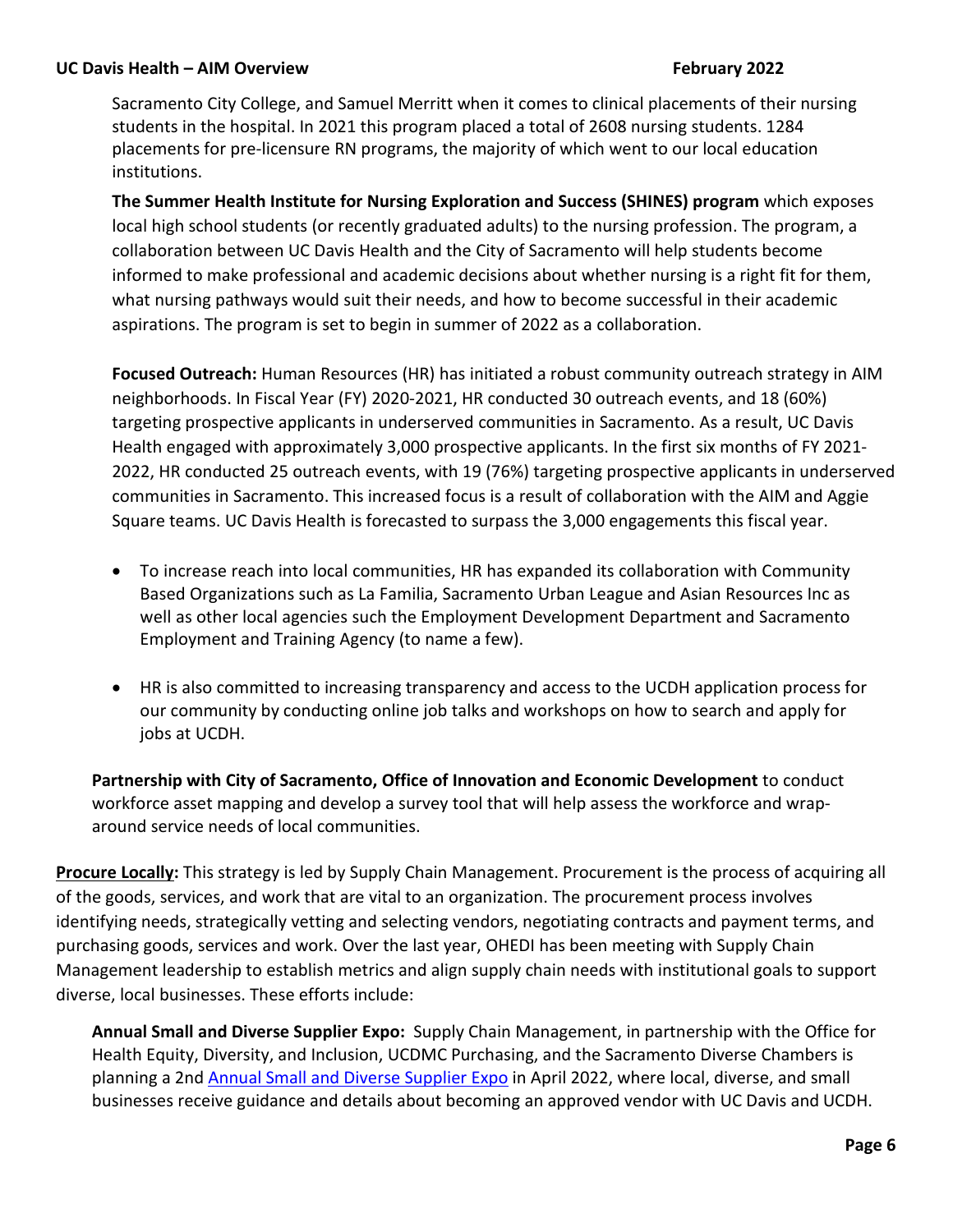Sacramento City College, and Samuel Merritt when it comes to clinical placements of their nursing students in the hospital. In 2021 this program placed a total of 2608 nursing students. 1284 placements for pre-licensure RN programs, the majority of which went to our local education institutions.

**The Summer Health Institute for Nursing Exploration and Success (SHINES) program** which exposes local high school students (or recently graduated adults) to the nursing profession. The program, a collaboration between UC Davis Health and the City of Sacramento will help students become informed to make professional and academic decisions about whether nursing is a right fit for them, what nursing pathways would suit their needs, and how to become successful in their academic aspirations. The program is set to begin in summer of 2022 as a collaboration.

**Focused Outreach:** Human Resources (HR) has initiated a robust community outreach strategy in AIM neighborhoods. In Fiscal Year (FY) 2020-2021, HR conducted 30 outreach events, and 18 (60%) targeting prospective applicants in underserved communities in Sacramento. As a result, UC Davis Health engaged with approximately 3,000 prospective applicants. In the first six months of FY 2021-2022, HR conducted 25 outreach events, with 19 (76%) targeting prospective applicants in underserved communities in Sacramento. This increased focus is a result of collaboration with the AIM and Aggie Square teams. UC Davis Health is forecasted to surpass the 3,000 engagements this fiscal year.

- To increase reach into local communities, HR has expanded its collaboration with Community Based Organizations such as La Familia, Sacramento Urban League and Asian Resources Inc as well as other local agencies such the Employment Development Department and Sacramento Employment and Training Agency (to name a few).
- HR is also committed to increasing transparency and access to the UCDH application process for our community by conducting online job talks and workshops on how to search and apply for jobs at UCDH.

**Partnership with City of Sacramento, Office of Innovation and Economic Development** to conduct workforce asset mapping and develop a survey tool that will help assess the workforce and wrap-around service needs of local communities.

**<u>Procure Locally</u>:** This strategy is led by Supply Chain Management. Procurement is the process of acquiring all of the goods, services, and work that are vital to an organization. The procurement process involves identifying needs, strategically vetting and selecting vendors, negotiating contracts and payment terms, and purchasing goods, services and work. Over the last year, OHEDI has been meeting with Supply Chain Management leadership to establish metrics and align supply chain needs with institutional goals to support diverse, local businesses. These efforts include:

**Annual Small and Diverse Supplier Expo:** Supply Chain Management, in partnership with the Office for Health Equity, Diversity, and Inclusion, UCDMC Purchasing, and the Sacramento Diverse Chambers is planning a 2nd Annual Small and Diverse Supplier Expo in April 2022, where local, diverse, and small businesses receive guidance and details about becoming an approved vendor with UC Davis and UCDH.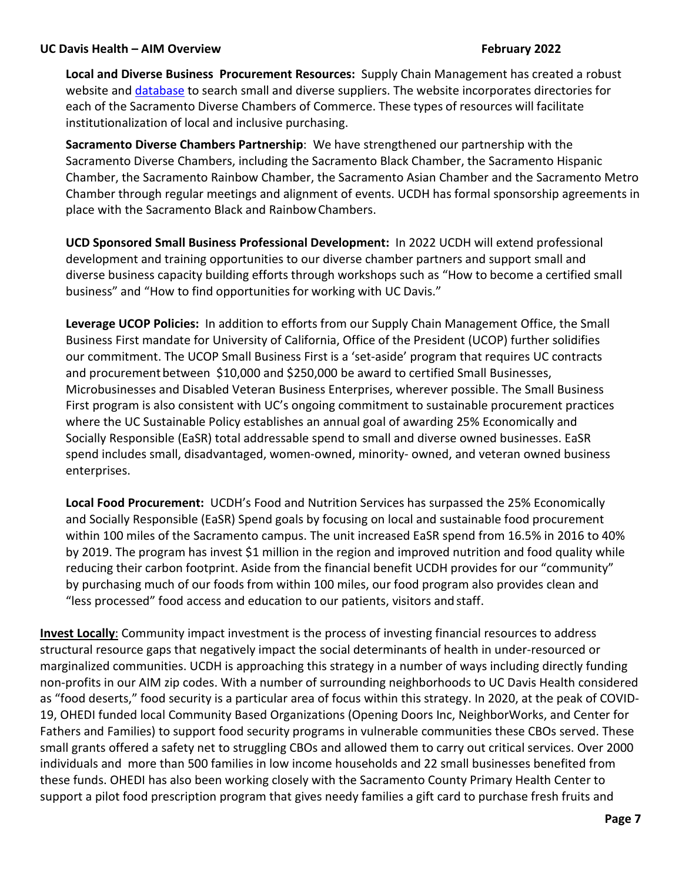**Local and Diverse Business Procurement Resources:** Supply Chain Management has created a robust website and [database](database) to search small and diverse suppliers. The website incorporates directories for each of the Sacramento Diverse Chambers of Commerce. These types of resources will facilitate institutionalization of local and inclusive purchasing.

**Sacramento Diverse Chambers Partnership**: We have strengthened our partnership with the Sacramento Diverse Chambers, including the Sacramento Black Chamber, the Sacramento Hispanic Chamber, the Sacramento Rainbow Chamber, the Sacramento Asian Chamber and the Sacramento Metro Chamber through regular meetings and alignment of events. UCDH has formal sponsorship agreements in place with the Sacramento Black and Rainbow Chambers.

**UCD Sponsored Small Business Professional Development:** In 2022 UCDH will extend professional development and training opportunities to our diverse chamber partners and support small and diverse business capacity building efforts through workshops such as "How to become a certified small business" and "How to find opportunities for working with UC Davis."

**Leverage UCOP Policies:** In addition to efforts from our Supply Chain Management Office, the Small Business First mandate for University of California, Office of the President (UCOP) further solidifies our commitment. The UCOP Small Business First is a 'set-aside' program that requires UC contracts and procurement between $10,000 and $250,000 be award to certified Small Businesses, Microbusinesses and Disabled Veteran Business Enterprises, wherever possible. The Small Business First program is also consistent with UC's ongoing commitment to sustainable procurement practices where the UC Sustainable Policy establishes an annual goal of awarding 25% Economically and Socially Responsible (EaSR) total addressable spend to small and diverse owned businesses. EaSR spend includes small, disadvantaged, women-owned, minority- owned, and veteran owned business enterprises.

**Local Food Procurement:** UCDH's Food and Nutrition Services has surpassed the 25% Economically and Socially Responsible (EaSR) Spend goals by focusing on local and sustainable food procurement within 100 miles of the Sacramento campus. The unit increased EaSR spend from 16.5% in 2016 to 40% by 2019. The program has invest $1 million in the region and improved nutrition and food quality while reducing their carbon footprint. Aside from the financial benefit UCDH provides for our "community" by purchasing much of our foods from within 100 miles, our food program also provides clean and "less processed" food access and education to our patients, visitors and staff.

**Invest Locally**: Community impact investment is the process of investing financial resources to address structural resource gaps that negatively impact the social determinants of health in under-resourced or marginalized communities. UCDH is approaching this strategy in a number of ways including directly funding non-profits in our AIM zip codes. With a number of surrounding neighborhoods to UC Davis Health considered as "food deserts," food security is a particular area of focus within this strategy. In 2020, at the peak of COVID-19, OHEDI funded local Community Based Organizations (Opening Doors Inc, NeighborWorks, and Center for Fathers and Families) to support food security programs in vulnerable communities these CBOs served. These small grants offered a safety net to struggling CBOs and allowed them to carry out critical services. Over 2000 individuals and more than 500 families in low income households and 22 small businesses benefited from these funds. OHEDI has also been working closely with the Sacramento County Primary Health Center to support a pilot food prescription program that gives needy families a gift card to purchase fresh fruits and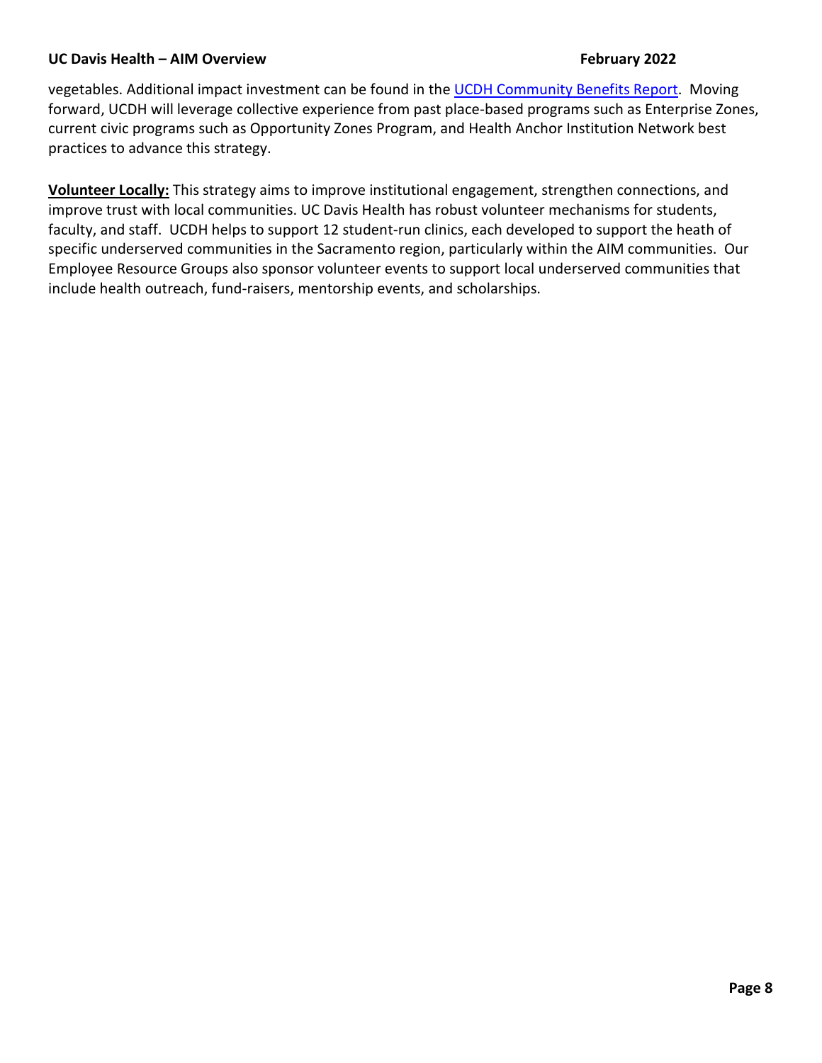vegetables. Additional impact investment can be found in the [UCDH Community Benefits Report](). Moving forward, UCDH will leverage collective experience from past place-based programs such as Enterprise Zones, current civic programs such as Opportunity Zones Program, and Health Anchor Institution Network best practices to advance this strategy.

**Volunteer Locally:** This strategy aims to improve institutional engagement, strengthen connections, and improve trust with local communities. UC Davis Health has robust volunteer mechanisms for students, faculty, and staff. UCDH helps to support 12 student-run clinics, each developed to support the heath of specific underserved communities in the Sacramento region, particularly within the AIM communities. Our Employee Resource Groups also sponsor volunteer events to support local underserved communities that include health outreach, fund-raisers, mentorship events, and scholarships.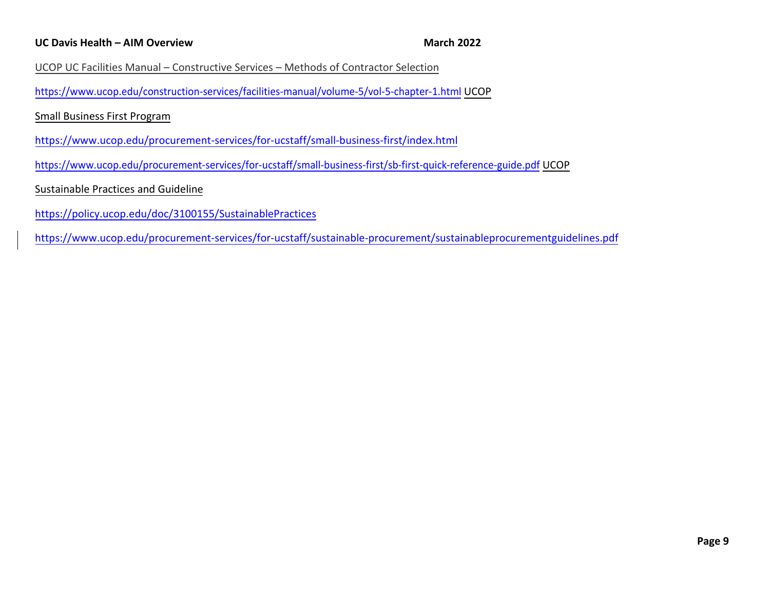UCOP UC Facilities Manual – Constructive Services – Methods of Contractor Selection

https://www.ucop.edu/construction-services/facilities-manual/volume-5/vol-5-chapter-1.html UCOP

Small Business First Program

https://www.ucop.edu/procurement-services/for-ucstaff/small-business-first/index.html

https://www.ucop.edu/procurement-services/for-ucstaff/small-business-first/sb-first-quick-reference-guide.pdf UCOP

Sustainable Practices and Guideline

https://policy.ucop.edu/doc/3100155/SustainablePractices

https://www.ucop.edu/procurement-services/for-ucstaff/sustainable-procurement/sustainableprocurementguidelines.pdf